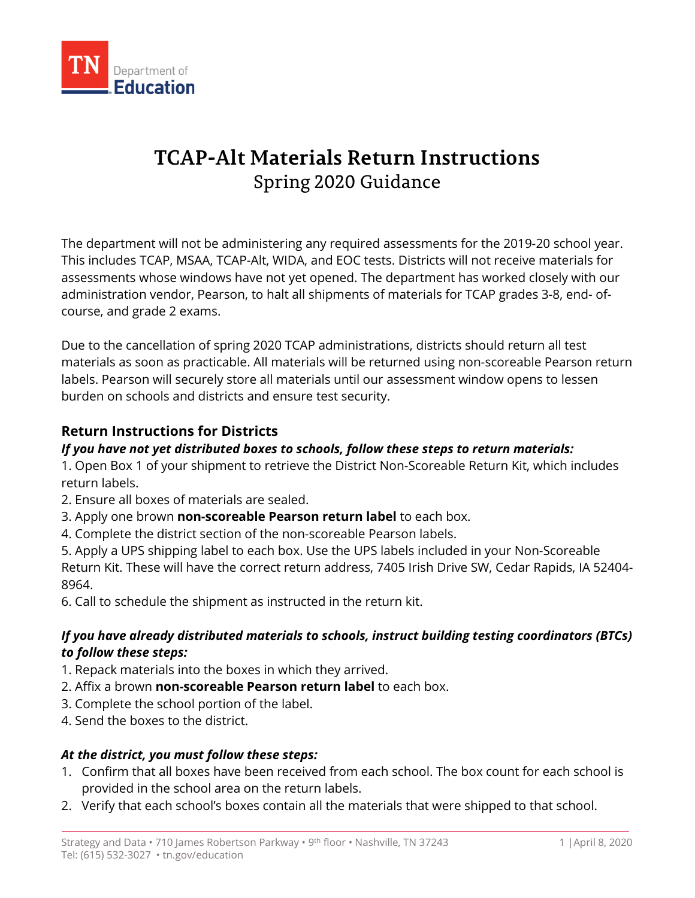TN Department of Education

# TCAP-Alt Materials Return Instructions

## Spring 2020 Guidance

The department will not be administering any required assessments for the 2019-20 school year. This includes TCAP, MSAA, TCAP-Alt, WIDA, and EOC tests. Districts will not receive materials for assessments whose windows have not yet opened. The department has worked closely with our administration vendor, Pearson, to halt all shipments of materials for TCAP grades 3-8, end- of-course, and grade 2 exams.

Due to the cancellation of spring 2020 TCAP administrations, districts should return all test materials as soon as practicable. All materials will be returned using non-scoreable Pearson return labels. Pearson will securely store all materials until our assessment window opens to lessen burden on schools and districts and ensure test security.

### Return Instructions for Districts

***If you have not yet distributed boxes to schools, follow these steps to return materials:***

1. Open Box 1 of your shipment to retrieve the District Non-Scoreable Return Kit, which includes return labels.
2. Ensure all boxes of materials are sealed.
3. Apply one brown **non-scoreable Pearson return label** to each box.
4. Complete the district section of the non-scoreable Pearson labels.
5. Apply a UPS shipping label to each box. Use the UPS labels included in your Non-Scoreable Return Kit. These will have the correct return address, 7405 Irish Drive SW, Cedar Rapids, IA 52404-8964.
6. Call to schedule the shipment as instructed in the return kit.

***If you have already distributed materials to schools, instruct building testing coordinators (BTCs) to follow these steps:***

1. Repack materials into the boxes in which they arrived.
2. Affix a brown **non-scoreable Pearson return label** to each box.
3. Complete the school portion of the label.
4. Send the boxes to the district.

***At the district, you must follow these steps:***

1. Confirm that all boxes have been received from each school. The box count for each school is provided in the school area on the return labels.
2. Verify that each school's boxes contain all the materials that were shipped to that school.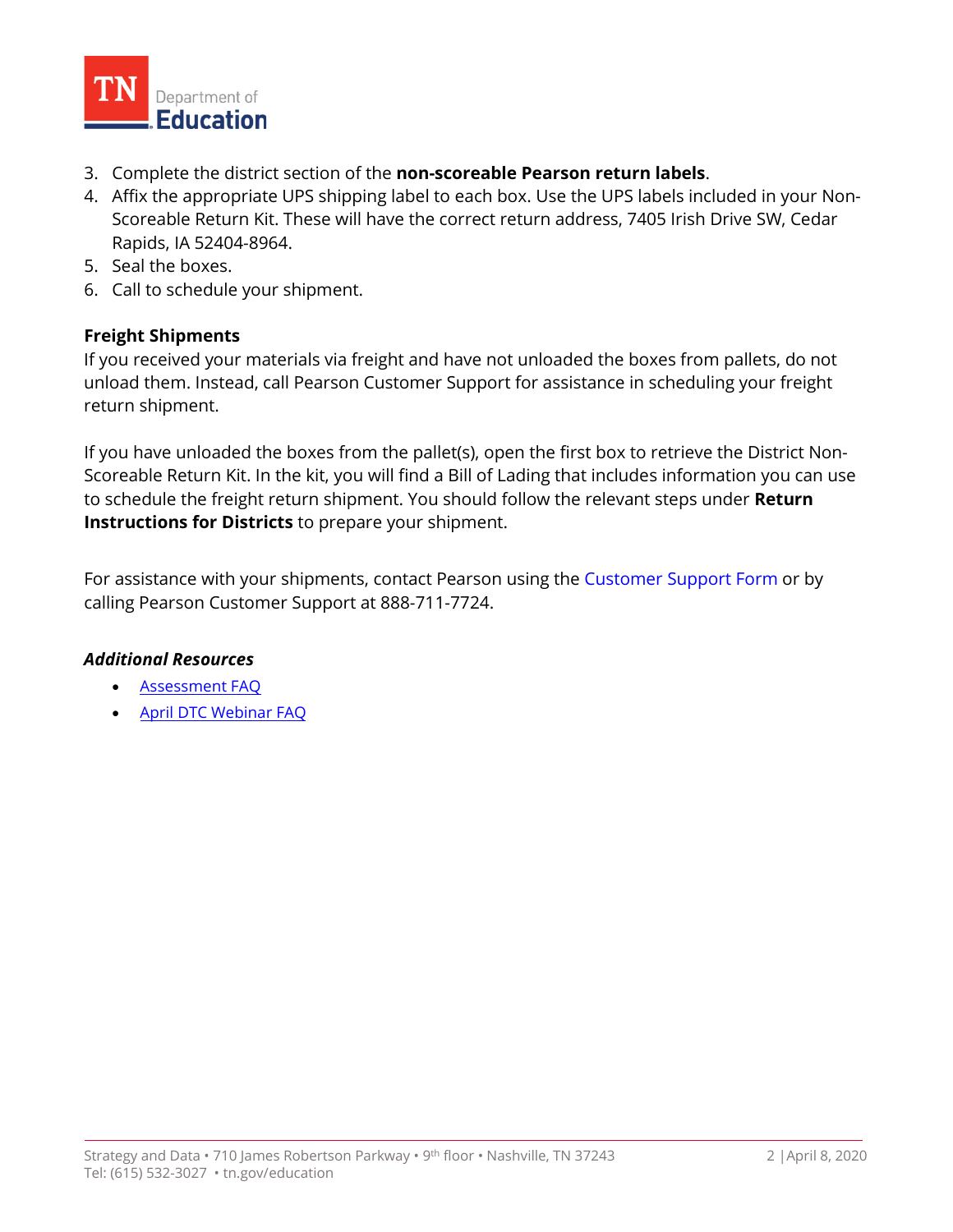3. Complete the district section of the **non-scoreable Pearson return labels**.
4. Affix the appropriate UPS shipping label to each box. Use the UPS labels included in your Non-Scoreable Return Kit. These will have the correct return address, 7405 Irish Drive SW, Cedar Rapids, IA 52404-8964.
5. Seal the boxes.
6. Call to schedule your shipment.

**Freight Shipments**

If you received your materials via freight and have not unloaded the boxes from pallets, do not unload them. Instead, call Pearson Customer Support for assistance in scheduling your freight return shipment.

If you have unloaded the boxes from the pallet(s), open the first box to retrieve the District Non-Scoreable Return Kit. In the kit, you will find a Bill of Lading that includes information you can use to schedule the freight return shipment. You should follow the relevant steps under **Return Instructions for Districts** to prepare your shipment.

For assistance with your shipments, contact Pearson using the Customer Support Form or by calling Pearson Customer Support at 888-711-7724.

***Additional Resources***

- Assessment FAQ
- April DTC Webinar FAQ